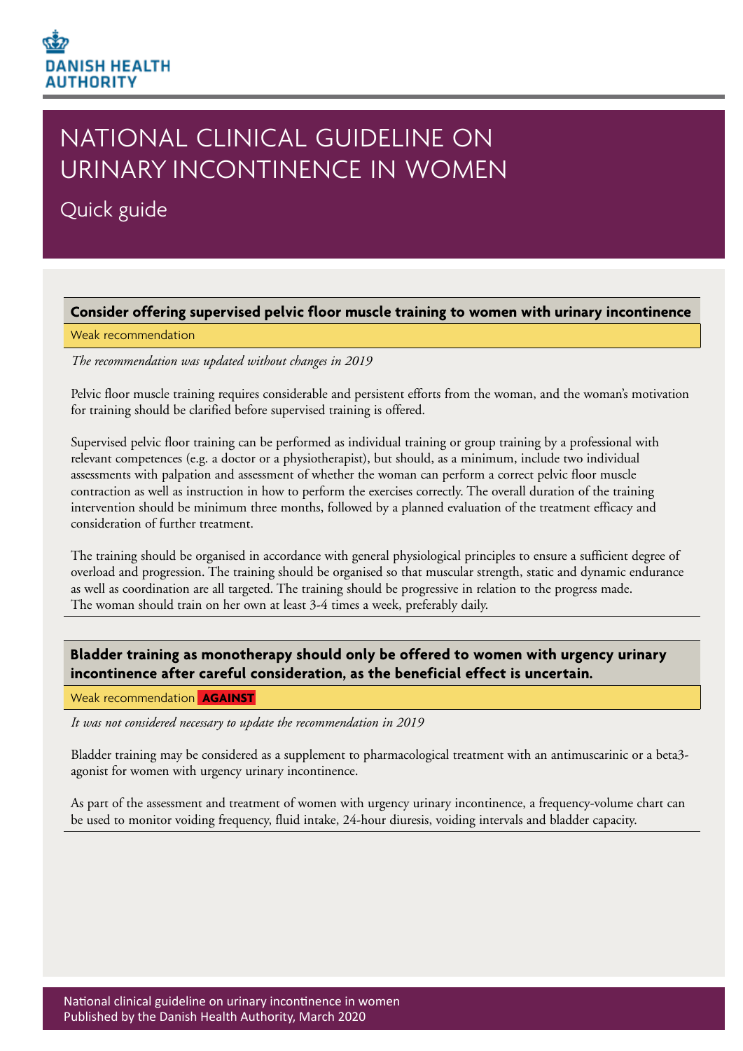DANISH HEALTH AUTHORITY

# NATIONAL CLINICAL GUIDELINE ON URINARY INCONTINENCE IN WOMEN

## Quick guide

### Consider offering supervised pelvic floor muscle training to women with urinary incontinence

Weak recommendation

*The recommendation was updated without changes in 2019*

Pelvic floor muscle training requires considerable and persistent efforts from the woman, and the woman's motivation for training should be clarified before supervised training is offered.

Supervised pelvic floor training can be performed as individual training or group training by a professional with relevant competences (e.g. a doctor or a physiotherapist), but should, as a minimum, include two individual assessments with palpation and assessment of whether the woman can perform a correct pelvic floor muscle contraction as well as instruction in how to perform the exercises correctly. The overall duration of the training intervention should be minimum three months, followed by a planned evaluation of the treatment efficacy and consideration of further treatment.

The training should be organised in accordance with general physiological principles to ensure a sufficient degree of overload and progression. The training should be organised so that muscular strength, static and dynamic endurance as well as coordination are all targeted. The training should be progressive in relation to the progress made.
The woman should train on her own at least 3-4 times a week, preferably daily.

### Bladder training as monotherapy should only be offered to women with urgency urinary incontinence after careful consideration, as the beneficial effect is uncertain.

Weak recommendation **AGAINST**

*It was not considered necessary to update the recommendation in 2019*

Bladder training may be considered as a supplement to pharmacological treatment with an antimuscarinic or a beta3-agonist for women with urgency urinary incontinence.

As part of the assessment and treatment of women with urgency urinary incontinence, a frequency-volume chart can be used to monitor voiding frequency, fluid intake, 24-hour diuresis, voiding intervals and bladder capacity.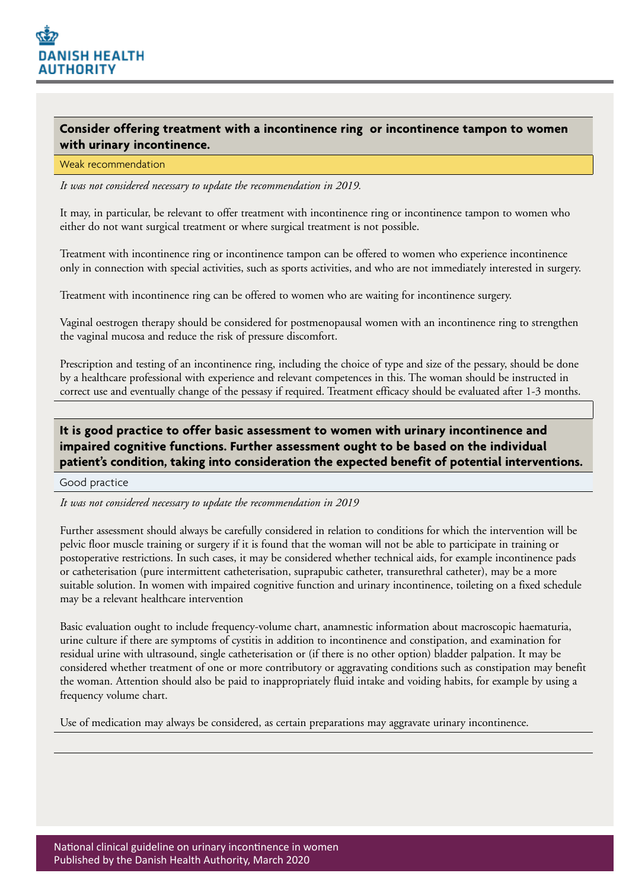**Consider offering treatment with a incontinence ring  or incontinence tampon to women with urinary incontinence.**

Weak recommendation

*It was not considered necessary to update the recommendation in 2019.*

It may, in particular, be relevant to offer treatment with incontinence ring or incontinence tampon to women who either do not want surgical treatment or where surgical treatment is not possible.

Treatment with incontinence ring or incontinence tampon can be offered to women who experience incontinence only in connection with special activities, such as sports activities, and who are not immediately interested in surgery.

Treatment with incontinence ring can be offered to women who are waiting for incontinence surgery.

Vaginal oestrogen therapy should be considered for postmenopausal women with an incontinence ring to strengthen the vaginal mucosa and reduce the risk of pressure discomfort.

Prescription and testing of an incontinence ring, including the choice of type and size of the pessary, should be done by a healthcare professional with experience and relevant competences in this. The woman should be instructed in correct use and eventually change of the pessasy if required. Treatment efficacy should be evaluated after 1-3 months.

**It is good practice to offer basic assessment to women with urinary incontinence and impaired cognitive functions. Further assessment ought to be based on the individual patient's condition, taking into consideration the expected benefit of potential interventions.**

Good practice

*It was not considered necessary to update the recommendation in 2019*

Further assessment should always be carefully considered in relation to conditions for which the intervention will be pelvic floor muscle training or surgery if it is found that the woman will not be able to participate in training or postoperative restrictions. In such cases, it may be considered whether technical aids, for example incontinence pads or catheterisation (pure intermittent catheterisation, suprapubic catheter, transurethral catheter), may be a more suitable solution. In women with impaired cognitive function and urinary incontinence, toileting on a fixed schedule may be a relevant healthcare intervention

Basic evaluation ought to include frequency-volume chart, anamnestic information about macroscopic haematuria, urine culture if there are symptoms of cystitis in addition to incontinence and constipation, and examination for residual urine with ultrasound, single catheterisation or (if there is no other option) bladder palpation. It may be considered whether treatment of one or more contributory or aggravating conditions such as constipation may benefit the woman. Attention should also be paid to inappropriately fluid intake and voiding habits, for example by using a frequency volume chart.

Use of medication may always be considered, as certain preparations may aggravate urinary incontinence.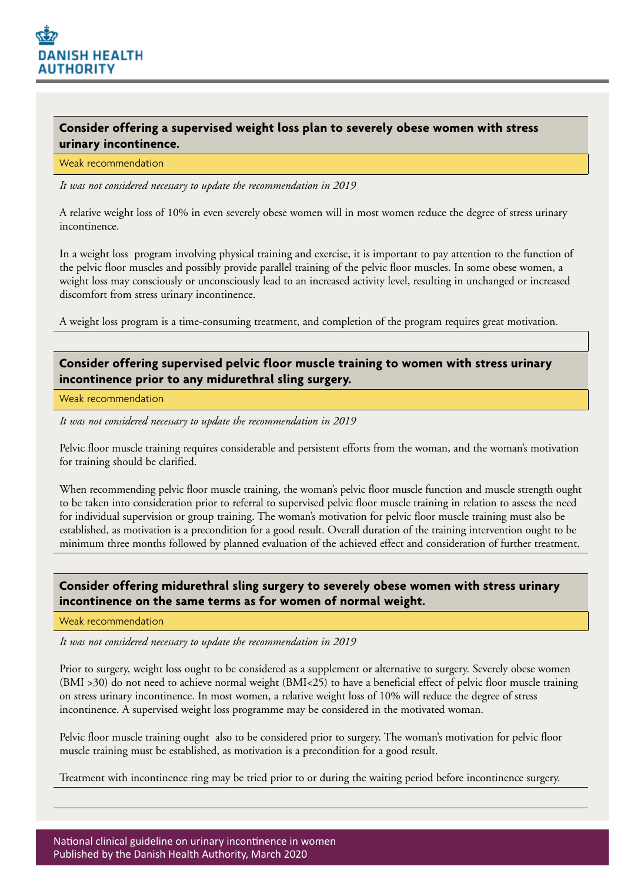### Consider offering a supervised weight loss plan to severely obese women with stress urinary incontinence.

Weak recommendation

*It was not considered necessary to update the recommendation in 2019*

A relative weight loss of 10% in even severely obese women will in most women reduce the degree of stress urinary incontinence.

In a weight loss program involving physical training and exercise, it is important to pay attention to the function of the pelvic floor muscles and possibly provide parallel training of the pelvic floor muscles. In some obese women, a weight loss may consciously or unconsciously lead to an increased activity level, resulting in unchanged or increased discomfort from stress urinary incontinence.

A weight loss program is a time-consuming treatment, and completion of the program requires great motivation.

### Consider offering supervised pelvic floor muscle training to women with stress urinary incontinence prior to any midurethral sling surgery.

Weak recommendation

*It was not considered necessary to update the recommendation in 2019*

Pelvic floor muscle training requires considerable and persistent efforts from the woman, and the woman's motivation for training should be clarified.

When recommending pelvic floor muscle training, the woman's pelvic floor muscle function and muscle strength ought to be taken into consideration prior to referral to supervised pelvic floor muscle training in relation to assess the need for individual supervision or group training. The woman's motivation for pelvic floor muscle training must also be established, as motivation is a precondition for a good result. Overall duration of the training intervention ought to be minimum three months followed by planned evaluation of the achieved effect and consideration of further treatment.

### Consider offering midurethral sling surgery to severely obese women with stress urinary incontinence on the same terms as for women of normal weight.

Weak recommendation

*It was not considered necessary to update the recommendation in 2019*

Prior to surgery, weight loss ought to be considered as a supplement or alternative to surgery. Severely obese women (BMI >30) do not need to achieve normal weight (BMI<25) to have a beneficial effect of pelvic floor muscle training on stress urinary incontinence. In most women, a relative weight loss of 10% will reduce the degree of stress incontinence. A supervised weight loss programme may be considered in the motivated woman.

Pelvic floor muscle training ought also to be considered prior to surgery. The woman's motivation for pelvic floor muscle training must be established, as motivation is a precondition for a good result.

Treatment with incontinence ring may be tried prior to or during the waiting period before incontinence surgery.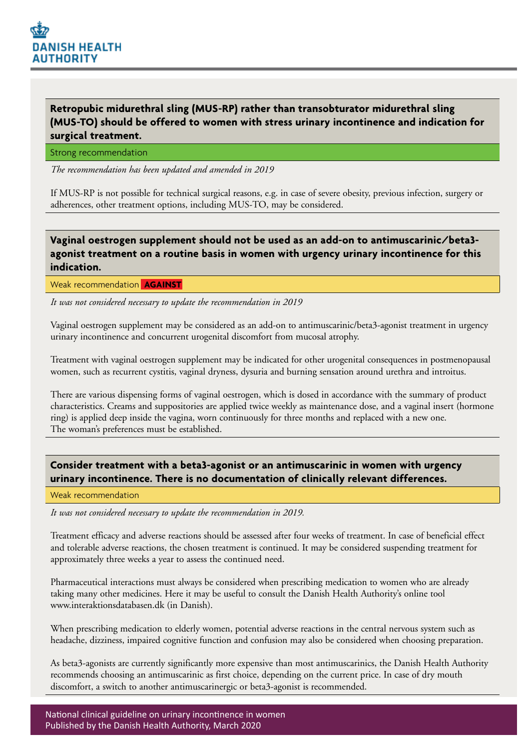**Retropubic midurethral sling (MUS-RP) rather than transobturator midurethral sling (MUS-TO) should be offered to women with stress urinary incontinence and indication for surgical treatment.**

Strong recommendation

*The recommendation has been updated and amended in 2019*

If MUS-RP is not possible for technical surgical reasons, e.g. in case of severe obesity, previous infection, surgery or adherences, other treatment options, including MUS-TO, may be considered.

---

**Vaginal oestrogen supplement should not be used as an add-on to antimuscarinic/beta3-agonist treatment on a routine basis in women with urgency urinary incontinence for this indication.**

Weak recommendation **AGAINST**

*It was not considered necessary to update the recommendation in 2019*

Vaginal oestrogen supplement may be considered as an add-on to antimuscarinic/beta3-agonist treatment in urgency urinary incontinence and concurrent urogenital discomfort from mucosal atrophy.

Treatment with vaginal oestrogen supplement may be indicated for other urogenital consequences in postmenopausal women, such as recurrent cystitis, vaginal dryness, dysuria and burning sensation around urethra and introitus.

There are various dispensing forms of vaginal oestrogen, which is dosed in accordance with the summary of product characteristics. Creams and suppositories are applied twice weekly as maintenance dose, and a vaginal insert (hormone ring) is applied deep inside the vagina, worn continuously for three months and replaced with a new one. The woman's preferences must be established.

---

**Consider treatment with a beta3-agonist or an antimuscarinic in women with urgency urinary incontinence. There is no documentation of clinically relevant differences.**

Weak recommendation

*It was not considered necessary to update the recommendation in 2019.*

Treatment efficacy and adverse reactions should be assessed after four weeks of treatment. In case of beneficial effect and tolerable adverse reactions, the chosen treatment is continued. It may be considered suspending treatment for approximately three weeks a year to assess the continued need.

Pharmaceutical interactions must always be considered when prescribing medication to women who are already taking many other medicines. Here it may be useful to consult the Danish Health Authority's online tool www.interaktionsdatabasen.dk (in Danish).

When prescribing medication to elderly women, potential adverse reactions in the central nervous system such as headache, dizziness, impaired cognitive function and confusion may also be considered when choosing preparation.

As beta3-agonists are currently significantly more expensive than most antimuscarinics, the Danish Health Authority recommends choosing an antimuscarinic as first choice, depending on the current price. In case of dry mouth discomfort, a switch to another antimuscarinergic or beta3-agonist is recommended.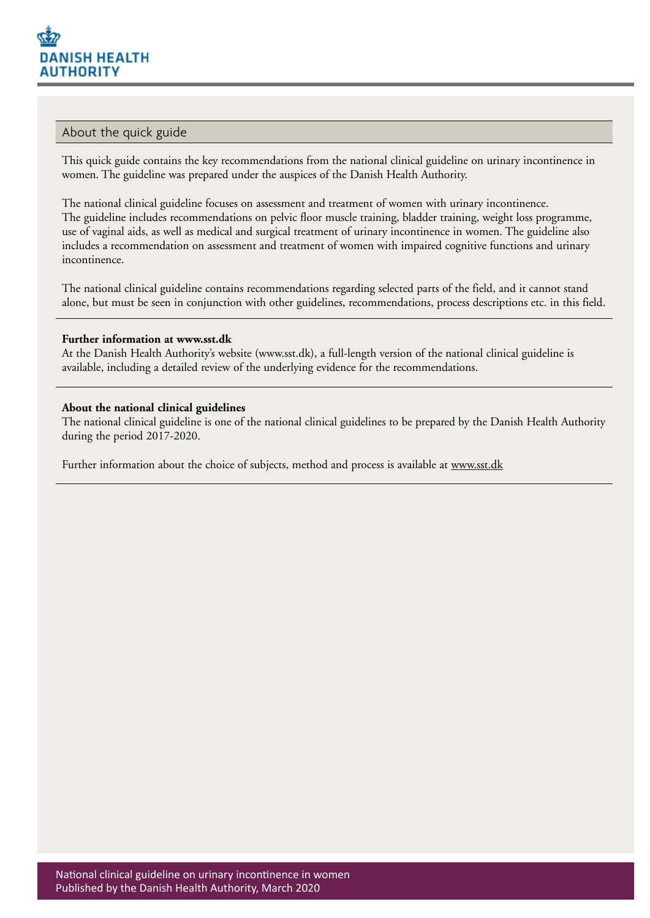DANISH HEALTH AUTHORITY

## About the quick guide

This quick guide contains the key recommendations from the national clinical guideline on urinary incontinence in women. The guideline was prepared under the auspices of the Danish Health Authority.

The national clinical guideline focuses on assessment and treatment of women with urinary incontinence. The guideline includes recommendations on pelvic floor muscle training, bladder training, weight loss programme, use of vaginal aids, as well as medical and surgical treatment of urinary incontinence in women. The guideline also includes a recommendation on assessment and treatment of women with impaired cognitive functions and urinary incontinence.

The national clinical guideline contains recommendations regarding selected parts of the field, and it cannot stand alone, but must be seen in conjunction with other guidelines, recommendations, process descriptions etc. in this field.

**Further information at www.sst.dk**
At the Danish Health Authority's website (www.sst.dk), a full-length version of the national clinical guideline is available, including a detailed review of the underlying evidence for the recommendations.

**About the national clinical guidelines**
The national clinical guideline is one of the national clinical guidelines to be prepared by the Danish Health Authority during the period 2017-2020.

Further information about the choice of subjects, method and process is available at www.sst.dk

National clinical guideline on urinary incontinence in women
Published by the Danish Health Authority, March 2020